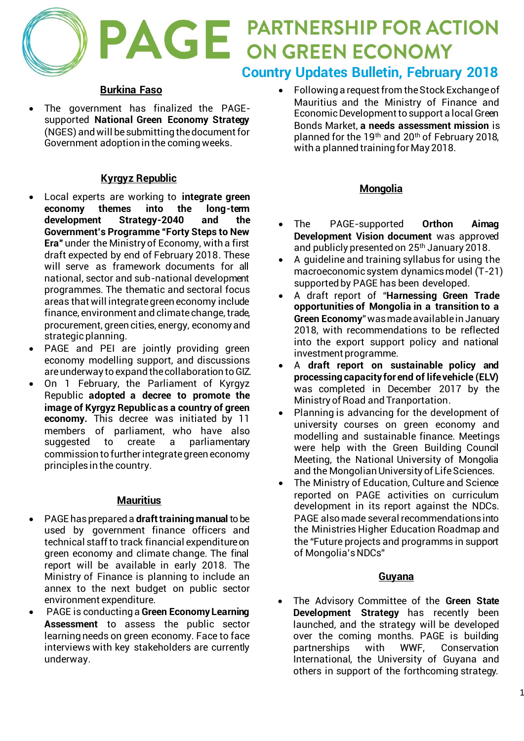# PAGE PARTNERSHIP FOR ACTION ON GREEN ECONOMY

## Country Updates Bulletin, February 2018

### Burkina Faso

- The government has finalized the PAGE-supported **National Green Economy Strategy** (NGES) and will be submitting the document for Government adoption in the coming weeks.

### Kyrgyz Republic

- Local experts are working to **integrate green economy themes into the long-term development Strategy-2040 and the Government's Programme "Forty Steps to New Era"** under the Ministry of Economy, with a first draft expected by end of February 2018. These will serve as framework documents for all national, sector and sub-national development programmes. The thematic and sectoral focus areas that will integrate green economy include finance, environment and climate change, trade, procurement, green cities, energy, economy and strategic planning.
- PAGE and PEI are jointly providing green economy modelling support, and discussions are underway to expand the collaboration to GIZ.
- On 1 February, the Parliament of Kyrgyz Republic **adopted a decree to promote the image of Kyrgyz Republic as a country of green economy.** This decree was initiated by 11 members of parliament, who have also suggested to create a parliamentary commission to further integrate green economy principles in the country.

### Mauritius

- PAGE has prepared a **draft training manual** to be used by government finance officers and technical staff to track financial expenditure on green economy and climate change. The final report will be available in early 2018. The Ministry of Finance is planning to include an annex to the next budget on public sector environment expenditure.
- PAGE is conducting a **Green Economy Learning Assessment** to assess the public sector learning needs on green economy. Face to face interviews with key stakeholders are currently underway.
- Following a request from the Stock Exchange of Mauritius and the Ministry of Finance and Economic Development to support a local Green Bonds Market, **a needs assessment mission** is planned for the 19th and 20th of February 2018, with a planned training for May 2018.

### Mongolia

- The PAGE-supported **Orthon Aimag Development Vision document** was approved and publicly presented on 25th January 2018.
- A guideline and training syllabus for using the macroeconomic system dynamics model (T-21) supported by PAGE has been developed.
- A draft report of "**Harnessing Green Trade opportunities of Mongolia in a transition to a Green Economy**" was made available in January 2018, with recommendations to be reflected into the export support policy and national investment programme.
- A **draft report on sustainable policy and processing capacity for end of life vehicle (ELV)** was completed in December 2017 by the Ministry of Road and Tranportation.
- Planning is advancing for the development of university courses on green economy and modelling and sustainable finance. Meetings were help with the Green Building Council Meeting, the National University of Mongolia and the Mongolian University of Life Sciences.
- The Ministry of Education, Culture and Science reported on PAGE activities on curriculum development in its report against the NDCs. PAGE also made several recommendations into the Ministries Higher Education Roadmap and the "Future projects and programms in support of Mongolia's NDCs"

### Guyana

- The Advisory Committee of the **Green State Development Strategy** has recently been launched, and the strategy will be developed over the coming months. PAGE is building partnerships with WWF, Conservation International, the University of Guyana and others in support of the forthcoming strategy.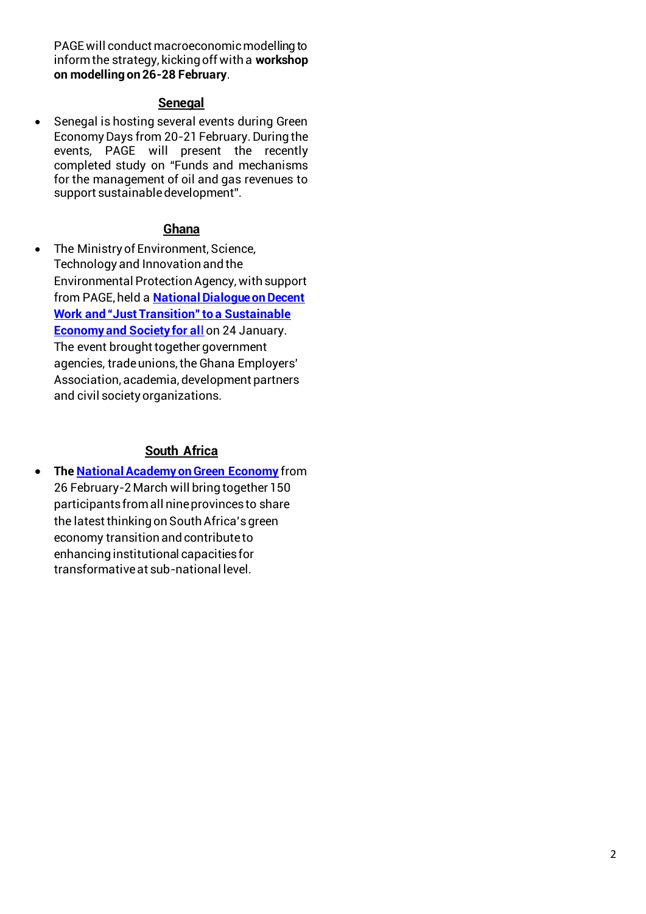PAGE will conduct macroeconomic modelling to inform the strategy, kicking off with a **workshop on modelling on 26-28 February**.

## Senegal

- Senegal is hosting several events during Green Economy Days from 20-21 February. During the events, PAGE will present the recently completed study on "Funds and mechanisms for the management of oil and gas revenues to support sustainable development".

## Ghana

- The Ministry of Environment, Science, Technology and Innovation and the Environmental Protection Agency, with support from PAGE, held a **National Dialogue on Decent Work and "Just Transition" to a Sustainable Economy and Society for all** on 24 January. The event brought together government agencies, trade unions, the Ghana Employers' Association, academia, development partners and civil society organizations.

## South Africa

- **The National Academy on Green Economy** from 26 February-2 March will bring together 150 participants from all nine provinces to share the latest thinking on South Africa's green economy transition and contribute to enhancing institutional capacities for transformative at sub-national level.